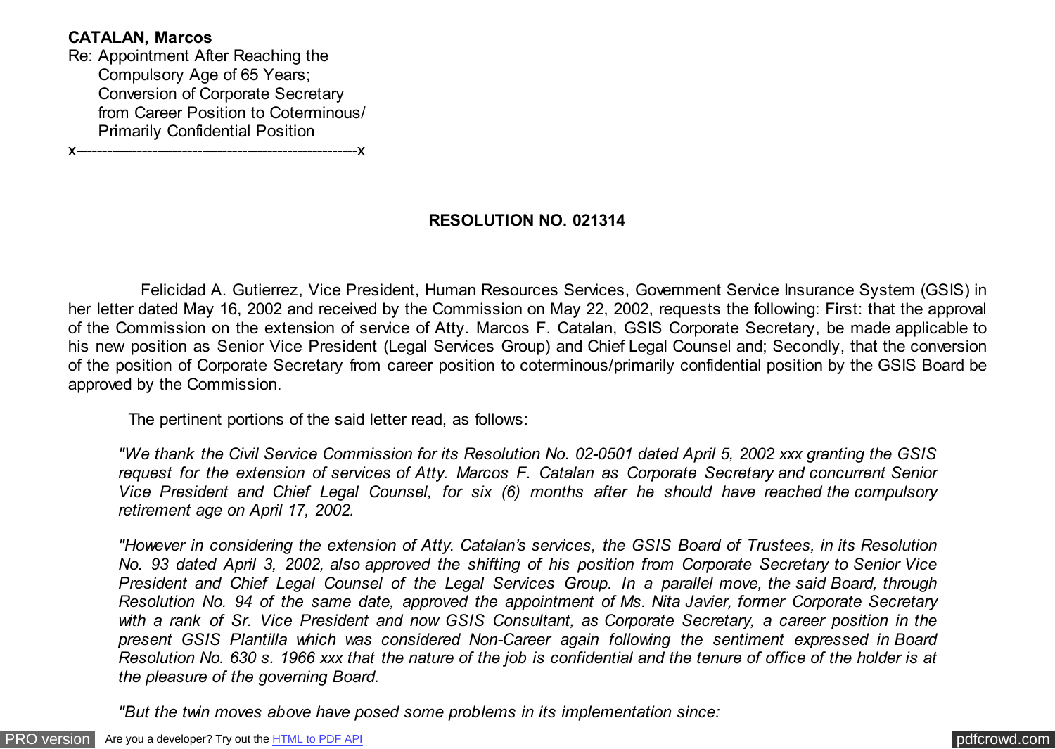**CATALAN, Marcos**

Re: Appointment After Reaching the Compulsory Age of 65 Years; Conversion of Corporate Secretary from Career Position to Coterminous/ Primarily Confidential Position

x--------------------------------------------------------x

## RESOLUTION NO. 021314

Felicidad A. Gutierrez, Vice President, Human Resources Services, Government Service Insurance System (GSIS) in her letter dated May 16, 2002 and received by the Commission on May 22, 2002, requests the following: First: that the approval of the Commission on the extension of service of Atty. Marcos F. Catalan, GSIS Corporate Secretary, be made applicable to his new position as Senior Vice President (Legal Services Group) and Chief Legal Counsel and; Secondly, that the conversion of the position of Corporate Secretary from career position to coterminous/primarily confidential position by the GSIS Board be approved by the Commission.

The pertinent portions of the said letter read, as follows:

*"We thank the Civil Service Commission for its Resolution No. 02-0501 dated April 5, 2002 xxx granting the GSIS request for the extension of services of Atty. Marcos F. Catalan as Corporate Secretary and concurrent Senior Vice President and Chief Legal Counsel, for six (6) months after he should have reached the compulsory retirement age on April 17, 2002.*

*"However in considering the extension of Atty. Catalan's services, the GSIS Board of Trustees, in its Resolution No. 93 dated April 3, 2002, also approved the shifting of his position from Corporate Secretary to Senior Vice President and Chief Legal Counsel of the Legal Services Group. In a parallel move, the said Board, through Resolution No. 94 of the same date, approved the appointment of Ms. Nita Javier, former Corporate Secretary with a rank of Sr. Vice President and now GSIS Consultant, as Corporate Secretary, a career position in the present GSIS Plantilla which was considered Non-Career again following the sentiment expressed in Board Resolution No. 630 s. 1966 xxx that the nature of the job is confidential and the tenure of office of the holder is at the pleasure of the governing Board.*

*"But the twin moves above have posed some problems in its implementation since:*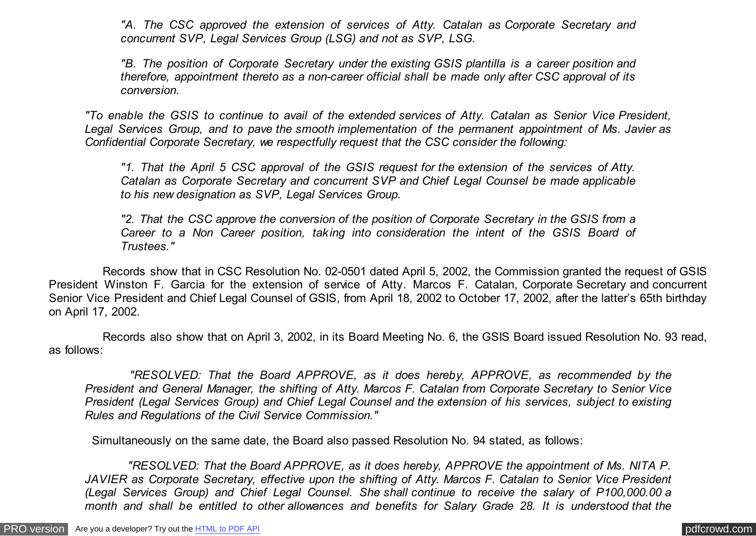*"A. The CSC approved the extension of services of Atty. Catalan as Corporate Secretary and concurrent SVP, Legal Services Group (LSG) and not as SVP, LSG.*

*"B. The position of Corporate Secretary under the existing GSIS plantilla is a career position and therefore, appointment thereto as a non-career official shall be made only after CSC approval of its conversion.*

*"To enable the GSIS to continue to avail of the extended services of Atty. Catalan as Senior Vice President, Legal Services Group, and to pave the smooth implementation of the permanent appointment of Ms. Javier as Confidential Corporate Secretary, we respectfully request that the CSC consider the following:*

*"1. That the April 5 CSC approval of the GSIS request for the extension of the services of Atty. Catalan as Corporate Secretary and concurrent SVP and Chief Legal Counsel be made applicable to his new designation as SVP, Legal Services Group.*

*"2. That the CSC approve the conversion of the position of Corporate Secretary in the GSIS from a Career to a Non Career position, taking into consideration the intent of the GSIS Board of Trustees."*

Records show that in CSC Resolution No. 02-0501 dated April 5, 2002, the Commission granted the request of GSIS President Winston F. Garcia for the extension of service of Atty. Marcos F. Catalan, Corporate Secretary and concurrent Senior Vice President and Chief Legal Counsel of GSIS, from April 18, 2002 to October 17, 2002, after the latter's 65th birthday on April 17, 2002.

Records also show that on April 3, 2002, in its Board Meeting No. 6, the GSIS Board issued Resolution No. 93 read, as follows:

*"RESOLVED: That the Board APPROVE, as it does hereby, APPROVE, as recommended by the President and General Manager, the shifting of Atty. Marcos F. Catalan from Corporate Secretary to Senior Vice President (Legal Services Group) and Chief Legal Counsel and the extension of his services, subject to existing Rules and Regulations of the Civil Service Commission."*

Simultaneously on the same date, the Board also passed Resolution No. 94 stated, as follows:

*"RESOLVED: That the Board APPROVE, as it does hereby, APPROVE the appointment of Ms. NITA P. JAVIER as Corporate Secretary, effective upon the shifting of Atty. Marcos F. Catalan to Senior Vice President (Legal Services Group) and Chief Legal Counsel. She shall continue to receive the salary of P100,000.00 a month and shall be entitled to other allowances and benefits for Salary Grade 28. It is understood that the*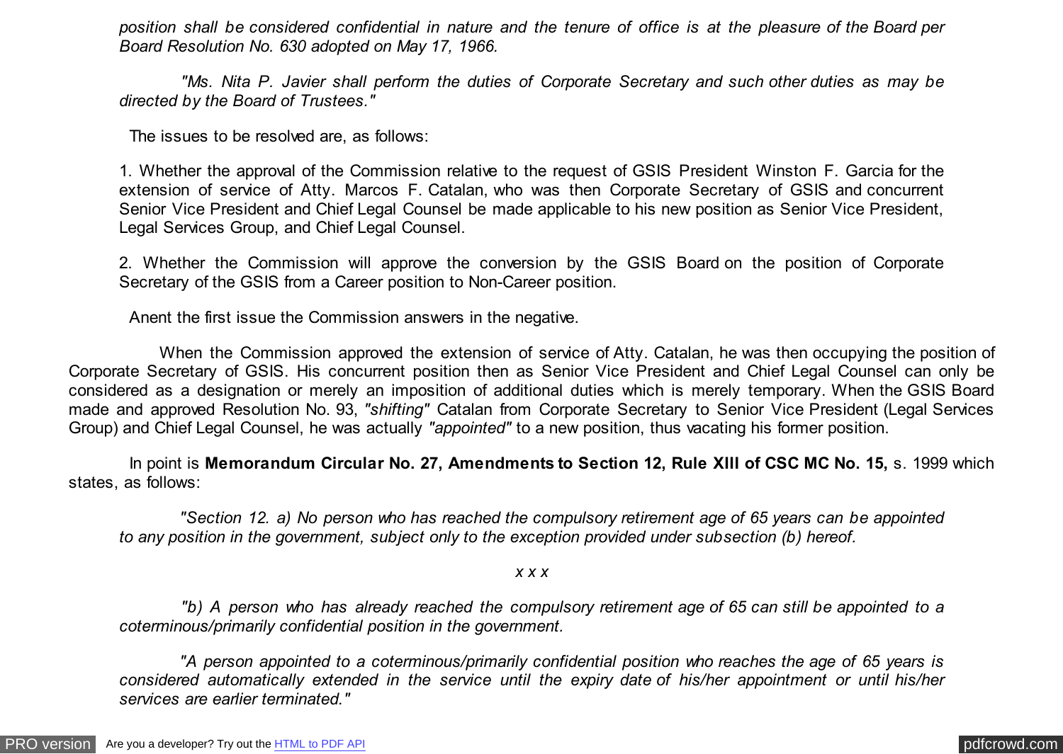*position shall be considered confidential in nature and the tenure of office is at the pleasure of the Board per Board Resolution No. 630 adopted on May 17, 1966.*

*"Ms. Nita P. Javier shall perform the duties of Corporate Secretary and such other duties as may be directed by the Board of Trustees."*

The issues to be resolved are, as follows:

1. Whether the approval of the Commission relative to the request of GSIS President Winston F. Garcia for the extension of service of Atty. Marcos F. Catalan, who was then Corporate Secretary of GSIS and concurrent Senior Vice President and Chief Legal Counsel be made applicable to his new position as Senior Vice President, Legal Services Group, and Chief Legal Counsel.

2. Whether the Commission will approve the conversion by the GSIS Board on the position of Corporate Secretary of the GSIS from a Career position to Non-Career position.

Anent the first issue the Commission answers in the negative.

When the Commission approved the extension of service of Atty. Catalan, he was then occupying the position of Corporate Secretary of GSIS. His concurrent position then as Senior Vice President and Chief Legal Counsel can only be considered as a designation or merely an imposition of additional duties which is merely temporary. When the GSIS Board made and approved Resolution No. 93, *"shifting"* Catalan from Corporate Secretary to Senior Vice President (Legal Services Group) and Chief Legal Counsel, he was actually *"appointed"* to a new position, thus vacating his former position.

In point is **Memorandum Circular No. 27, Amendments to Section 12, Rule XIII of CSC MC No. 15,** s. 1999 which states, as follows:

*"Section 12. a) No person who has reached the compulsory retirement age of 65 years can be appointed to any position in the government, subject only to the exception provided under subsection (b) hereof.*

*x x x*

*"b) A person who has already reached the compulsory retirement age of 65 can still be appointed to a coterminous/primarily confidential position in the government.*

*"A person appointed to a coterminous/primarily confidential position who reaches the age of 65 years is considered automatically extended in the service until the expiry date of his/her appointment or until his/her services are earlier terminated."*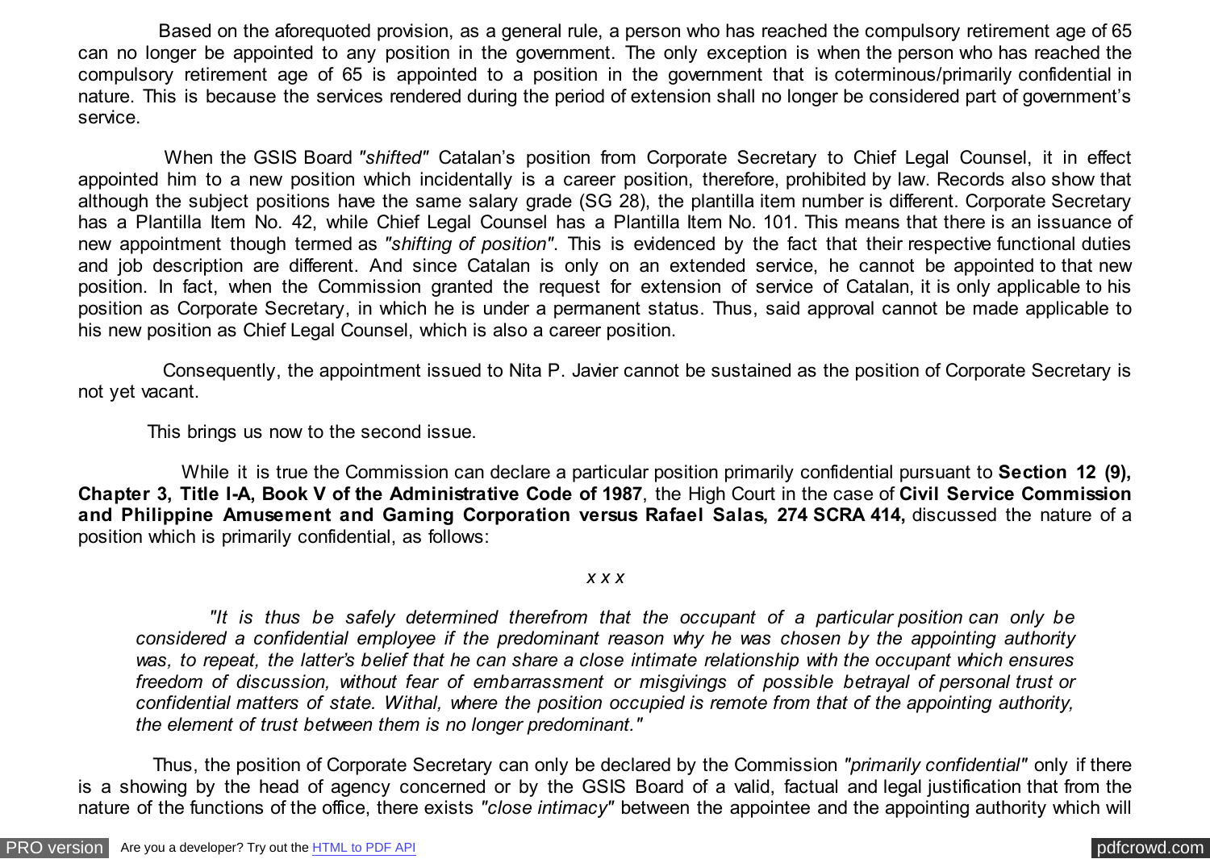Based on the aforequoted provision, as a general rule, a person who has reached the compulsory retirement age of 65 can no longer be appointed to any position in the government. The only exception is when the person who has reached the compulsory retirement age of 65 is appointed to a position in the government that is coterminous/primarily confidential in nature. This is because the services rendered during the period of extension shall no longer be considered part of government's service.

When the GSIS Board *"shifted"* Catalan's position from Corporate Secretary to Chief Legal Counsel, it in effect appointed him to a new position which incidentally is a career position, therefore, prohibited by law. Records also show that although the subject positions have the same salary grade (SG 28), the plantilla item number is different. Corporate Secretary has a Plantilla Item No. 42, while Chief Legal Counsel has a Plantilla Item No. 101. This means that there is an issuance of new appointment though termed as *"shifting of position"*. This is evidenced by the fact that their respective functional duties and job description are different. And since Catalan is only on an extended service, he cannot be appointed to that new position. In fact, when the Commission granted the request for extension of service of Catalan, it is only applicable to his position as Corporate Secretary, in which he is under a permanent status. Thus, said approval cannot be made applicable to his new position as Chief Legal Counsel, which is also a career position.

Consequently, the appointment issued to Nita P. Javier cannot be sustained as the position of Corporate Secretary is not yet vacant.

This brings us now to the second issue.

While it is true the Commission can declare a particular position primarily confidential pursuant to **Section 12 (9), Chapter 3, Title I-A, Book V of the Administrative Code of 1987**, the High Court in the case of **Civil Service Commission and Philippine Amusement and Gaming Corporation versus Rafael Salas, 274 SCRA 414,** discussed the nature of a position which is primarily confidential, as follows:

*x x x*

> *"It is thus be safely determined therefrom that the occupant of a particular position can only be considered a confidential employee if the predominant reason why he was chosen by the appointing authority was, to repeat, the latter's belief that he can share a close intimate relationship with the occupant which ensures freedom of discussion, without fear of embarrassment or misgivings of possible betrayal of personal trust or confidential matters of state. Withal, where the position occupied is remote from that of the appointing authority, the element of trust between them is no longer predominant."*

Thus, the position of Corporate Secretary can only be declared by the Commission *"primarily confidential"* only if there is a showing by the head of agency concerned or by the GSIS Board of a valid, factual and legal justification that from the nature of the functions of the office, there exists *"close intimacy"* between the appointee and the appointing authority which will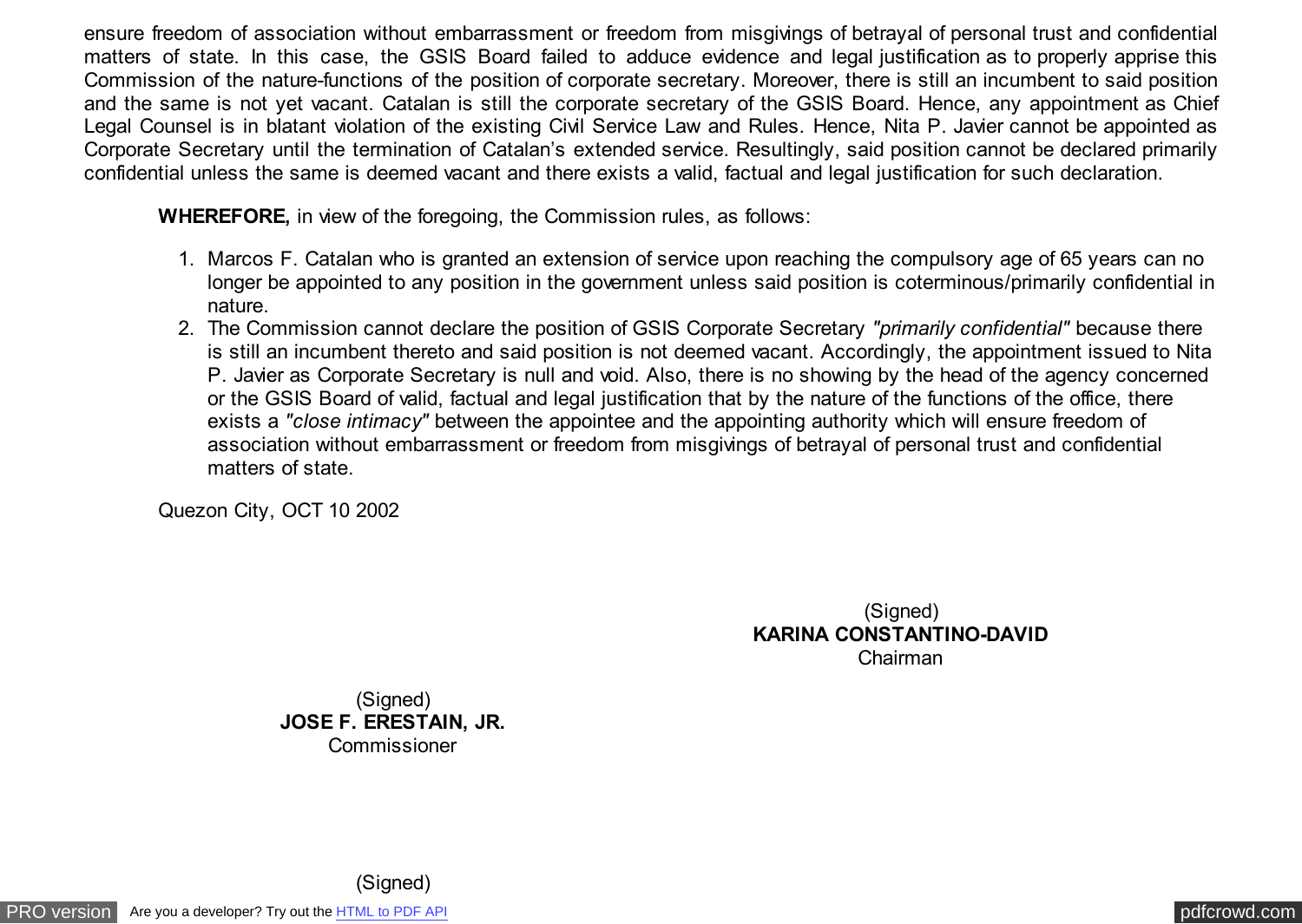ensure freedom of association without embarrassment or freedom from misgivings of betrayal of personal trust and confidential matters of state. In this case, the GSIS Board failed to adduce evidence and legal justification as to properly apprise this Commission of the nature-functions of the position of corporate secretary. Moreover, there is still an incumbent to said position and the same is not yet vacant. Catalan is still the corporate secretary of the GSIS Board. Hence, any appointment as Chief Legal Counsel is in blatant violation of the existing Civil Service Law and Rules. Hence, Nita P. Javier cannot be appointed as Corporate Secretary until the termination of Catalan's extended service. Resultingly, said position cannot be declared primarily confidential unless the same is deemed vacant and there exists a valid, factual and legal justification for such declaration.

**WHEREFORE,** in view of the foregoing, the Commission rules, as follows:

1. Marcos F. Catalan who is granted an extension of service upon reaching the compulsory age of 65 years can no longer be appointed to any position in the government unless said position is coterminous/primarily confidential in nature.
2. The Commission cannot declare the position of GSIS Corporate Secretary *"primarily confidential"* because there is still an incumbent thereto and said position is not deemed vacant. Accordingly, the appointment issued to Nita P. Javier as Corporate Secretary is null and void. Also, there is no showing by the head of the agency concerned or the GSIS Board of valid, factual and legal justification that by the nature of the functions of the office, there exists a *"close intimacy"* between the appointee and the appointing authority which will ensure freedom of association without embarrassment or freedom from misgivings of betrayal of personal trust and confidential matters of state.

Quezon City, OCT 10 2002

(Signed)
**KARINA CONSTANTINO-DAVID**
Chairman

(Signed)
**JOSE F. ERESTAIN, JR.**
Commissioner

(Signed)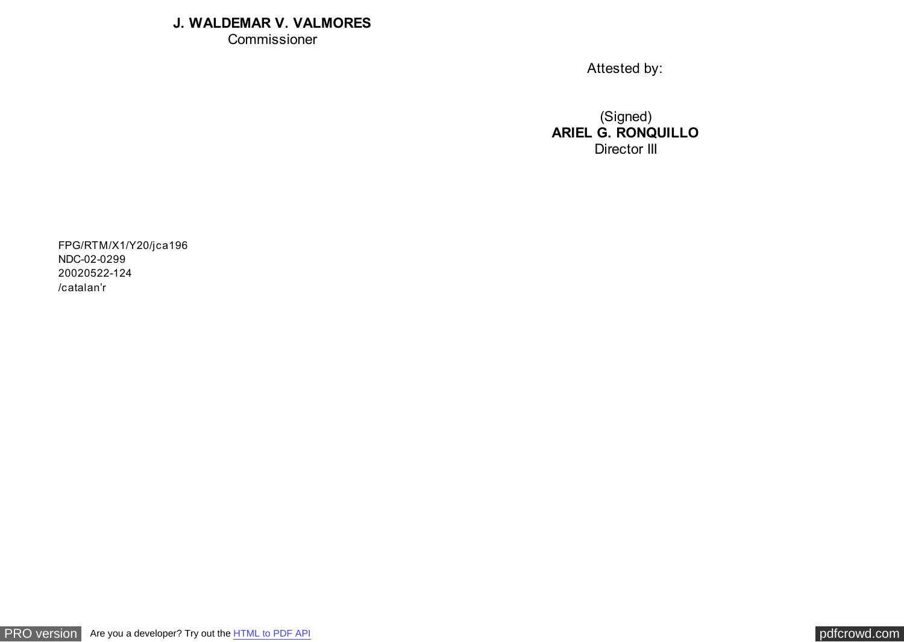**J. WALDEMAR V. VALMORES**
Commissioner

Attested by:

(Signed)
**ARIEL G. RONQUILLO**
Director III

FPG/RTM/X1/Y20/jca196
NDC-02-0299
20020522-124
/catalan'r